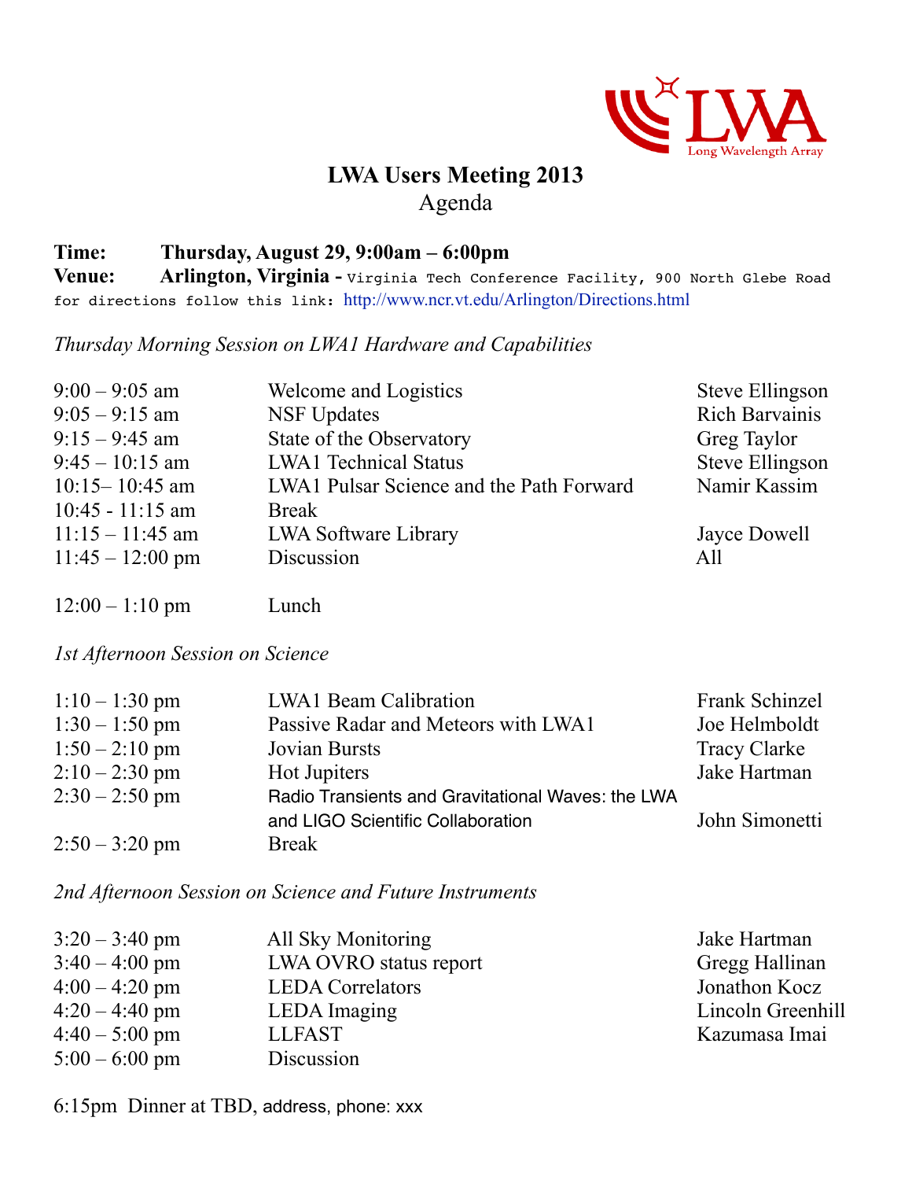# LWA Users Meeting 2013

## Agenda

**Time:** **Thursday, August 29, 9:00am – 6:00pm**
**Venue:** **Arlington, Virginia -** Virginia Tech Conference Facility, 900 North Glebe Road for directions follow this link: http://www.ncr.vt.edu/Arlington/Directions.html

*Thursday Morning Session on LWA1 Hardware and Capabilities*

| Time | Session | Speaker |
|---|---|---|
| 9:00 – 9:05 am | Welcome and Logistics | Steve Ellingson |
| 9:05 – 9:15 am | NSF Updates | Rich Barvainis |
| 9:15 – 9:45 am | State of the Observatory | Greg Taylor |
| 9:45 – 10:15 am | LWA1 Technical Status | Steve Ellingson |
| 10:15– 10:45 am | LWA1 Pulsar Science and the Path Forward | Namir Kassim |
| 10:45 - 11:15 am | Break | |
| 11:15 – 11:45 am | LWA Software Library | Jayce Dowell |
| 11:45 – 12:00 pm | Discussion | All |
| 12:00 – 1:10 pm | Lunch | |

*1st Afternoon Session on Science*

| Time | Session | Speaker |
|---|---|---|
| 1:10 – 1:30 pm | LWA1 Beam Calibration | Frank Schinzel |
| 1:30 – 1:50 pm | Passive Radar and Meteors with LWA1 | Joe Helmboldt |
| 1:50 – 2:10 pm | Jovian Bursts | Tracy Clarke |
| 2:10 – 2:30 pm | Hot Jupiters | Jake Hartman |
| 2:30 – 2:50 pm | Radio Transients and Gravitational Waves: the LWA and LIGO Scientific Collaboration | John Simonetti |
| 2:50 – 3:20 pm | Break | |

*2nd Afternoon Session on Science and Future Instruments*

| Time | Session | Speaker |
|---|---|---|
| 3:20 – 3:40 pm | All Sky Monitoring | Jake Hartman |
| 3:40 – 4:00 pm | LWA OVRO status report | Gregg Hallinan |
| 4:00 – 4:20 pm | LEDA Correlators | Jonathon Kocz |
| 4:20 – 4:40 pm | LEDA Imaging | Lincoln Greenhill |
| 4:40 – 5:00 pm | LLFAST | Kazumasa Imai |
| 5:00 – 6:00 pm | Discussion | |

6:15pm Dinner at TBD, address, phone: xxx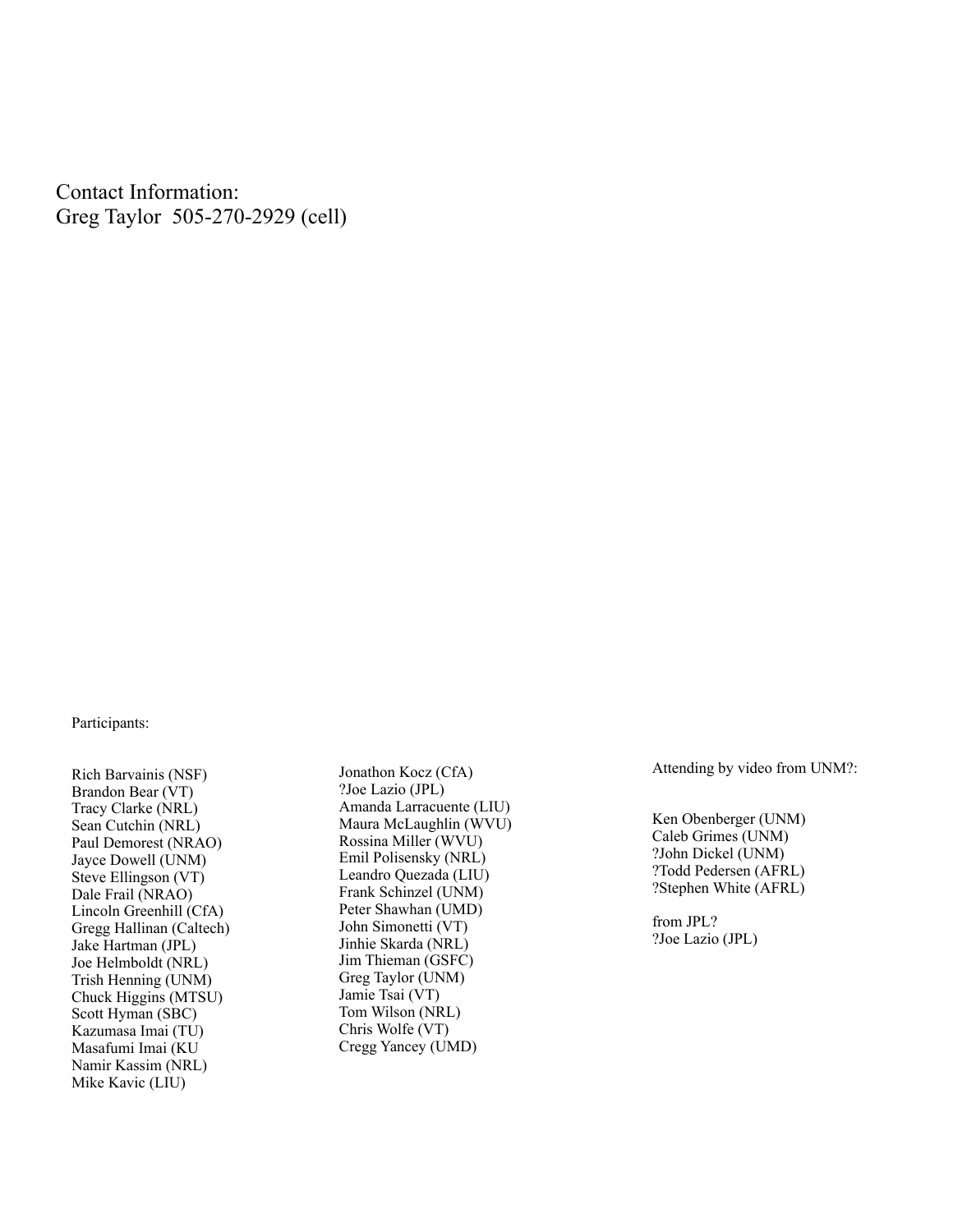Contact Information:
Greg Taylor 505-270-2929 (cell)

Participants:

Rich Barvainis (NSF)
Brandon Bear (VT)
Tracy Clarke (NRL)
Sean Cutchin (NRL)
Paul Demorest (NRAO)
Jayce Dowell (UNM)
Steve Ellingson (VT)
Dale Frail (NRAO)
Lincoln Greenhill (CfA)
Gregg Hallinan (Caltech)
Jake Hartman (JPL)
Joe Helmboldt (NRL)
Trish Henning (UNM)
Chuck Higgins (MTSU)
Scott Hyman (SBC)
Kazumasa Imai (TU)
Masafumi Imai (KU
Namir Kassim (NRL)
Mike Kavic (LIU)
Jonathon Kocz (CfA)
?Joe Lazio (JPL)
Amanda Larracuente (LIU)
Maura McLaughlin (WVU)
Rossina Miller (WVU)
Emil Polisensky (NRL)
Leandro Quezada (LIU)
Frank Schinzel (UNM)
Peter Shawhan (UMD)
John Simonetti (VT)
Jinhie Skarda (NRL)
Jim Thieman (GSFC)
Greg Taylor (UNM)
Jamie Tsai (VT)
Tom Wilson (NRL)
Chris Wolfe (VT)
Cregg Yancey (UMD)

Attending by video from UNM?:

Ken Obenberger (UNM)
Caleb Grimes (UNM)
?John Dickel (UNM)
?Todd Pedersen (AFRL)
?Stephen White (AFRL)

from JPL?
?Joe Lazio (JPL)